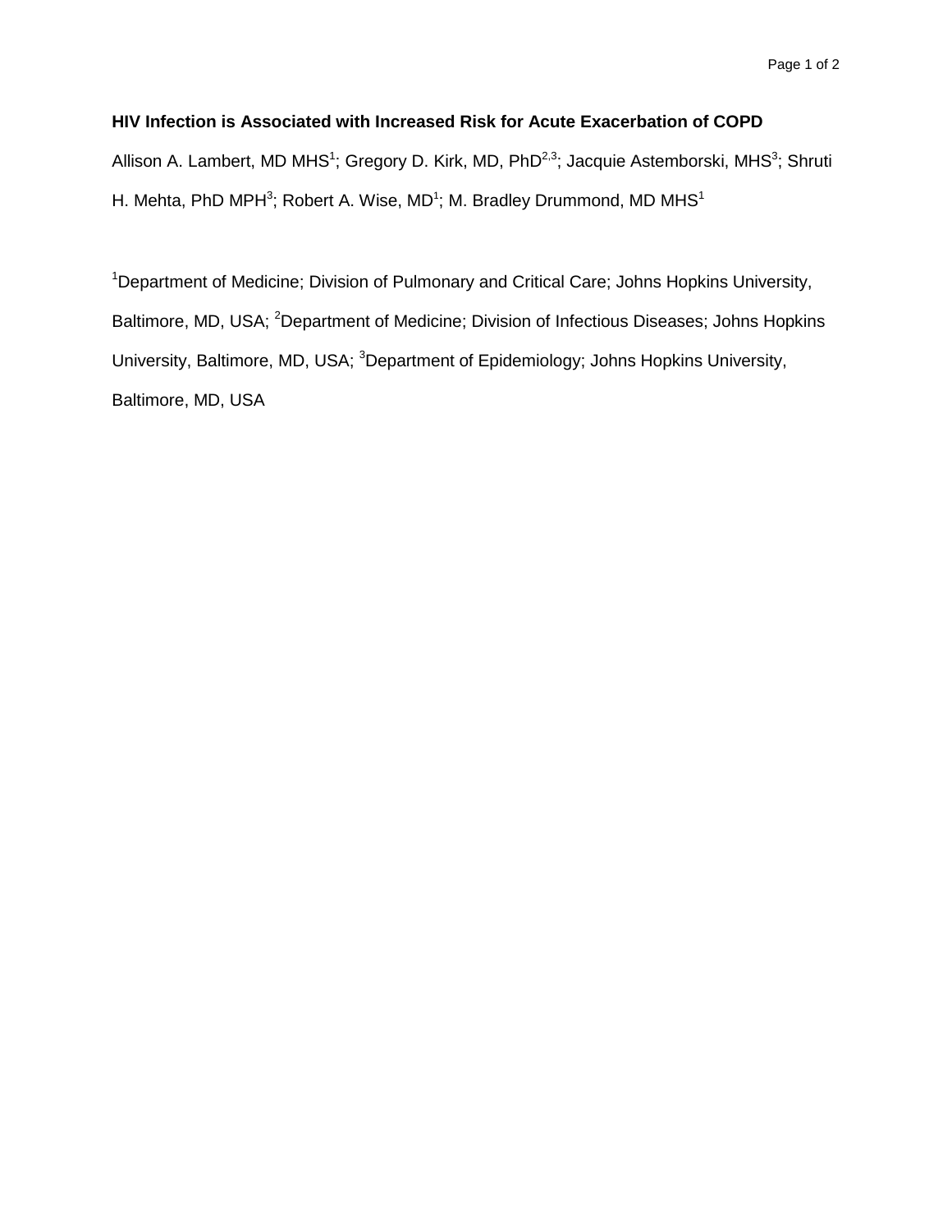# HIV Infection is Associated with Increased Risk for Acute Exacerbation of COPD

Allison A. Lambert, MD MHS[1]; Gregory D. Kirk, MD, PhD[2,3]; Jacquie Astemborski, MHS[3]; Shruti H. Mehta, PhD MPH[3]; Robert A. Wise, MD[1]; M. Bradley Drummond, MD MHS[1]

[1]Department of Medicine; Division of Pulmonary and Critical Care; Johns Hopkins University, Baltimore, MD, USA; [2]Department of Medicine; Division of Infectious Diseases; Johns Hopkins University, Baltimore, MD, USA; [3]Department of Epidemiology; Johns Hopkins University, Baltimore, MD, USA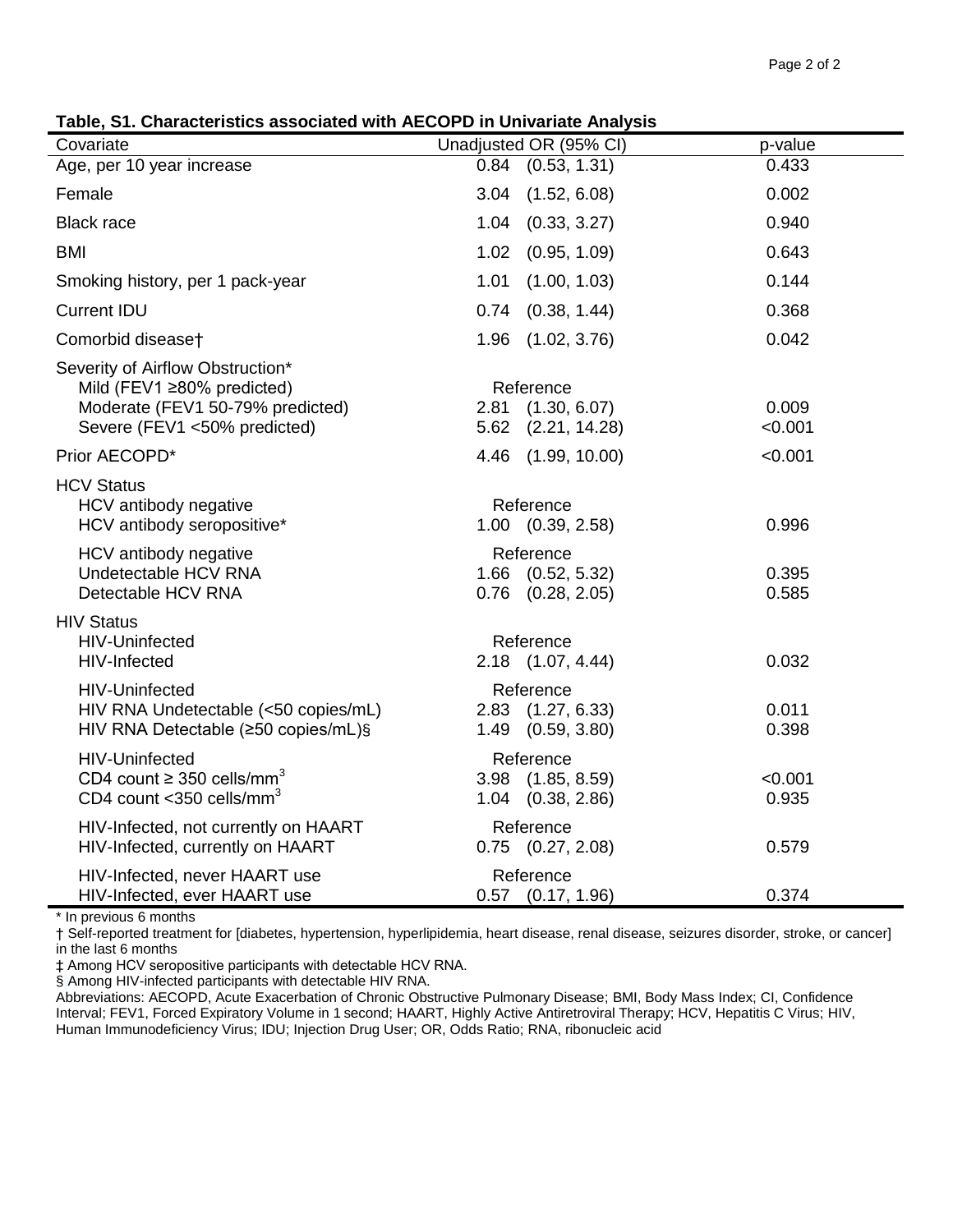**Table, S1. Characteristics associated with AECOPD in Univariate Analysis**

| Covariate | Unadjusted OR (95% CI) | p-value |
| --- | --- | --- |
| Age, per 10 year increase | 0.84 (0.53, 1.31) | 0.433 |
| Female | 3.04 (1.52, 6.08) | 0.002 |
| Black race | 1.04 (0.33, 3.27) | 0.940 |
| BMI | 1.02 (0.95, 1.09) | 0.643 |
| Smoking history, per 1 pack-year | 1.01 (1.00, 1.03) | 0.144 |
| Current IDU | 0.74 (0.38, 1.44) | 0.368 |
| Comorbid disease† | 1.96 (1.02, 3.76) | 0.042 |
| Severity of Airflow Obstruction* | | |
| Mild (FEV1 ≥80% predicted) | Reference | |
| Moderate (FEV1 50-79% predicted) | 2.81 (1.30, 6.07) | 0.009 |
| Severe (FEV1 <50% predicted) | 5.62 (2.21, 14.28) | <0.001 |
| Prior AECOPD* | 4.46 (1.99, 10.00) | <0.001 |
| HCV Status | | |
| HCV antibody negative | Reference | |
| HCV antibody seropositive* | 1.00 (0.39, 2.58) | 0.996 |
| HCV antibody negative | Reference | |
| Undetectable HCV RNA | 1.66 (0.52, 5.32) | 0.395 |
| Detectable HCV RNA | 0.76 (0.28, 2.05) | 0.585 |
| HIV Status | | |
| HIV-Uninfected | Reference | |
| HIV-Infected | 2.18 (1.07, 4.44) | 0.032 |
| HIV-Uninfected | Reference | |
| HIV RNA Undetectable (<50 copies/mL) | 2.83 (1.27, 6.33) | 0.011 |
| HIV RNA Detectable (≥50 copies/mL)§ | 1.49 (0.59, 3.80) | 0.398 |
| HIV-Uninfected | Reference | |
| CD4 count ≥ 350 cells/mm$^3$ | 3.98 (1.85, 8.59) | <0.001 |
| CD4 count <350 cells/mm$^3$ | 1.04 (0.38, 2.86) | 0.935 |
| HIV-Infected, not currently on HAART | Reference | |
| HIV-Infected, currently on HAART | 0.75 (0.27, 2.08) | 0.579 |
| HIV-Infected, never HAART use | Reference | |
| HIV-Infected, ever HAART use | 0.57 (0.17, 1.96) | 0.374 |

\* In previous 6 months

† Self-reported treatment for [diabetes, hypertension, hyperlipidemia, heart disease, renal disease, seizures disorder, stroke, or cancer] in the last 6 months

‡ Among HCV seropositive participants with detectable HCV RNA.

§ Among HIV-infected participants with detectable HIV RNA.

Abbreviations: AECOPD, Acute Exacerbation of Chronic Obstructive Pulmonary Disease; BMI, Body Mass Index; CI, Confidence Interval; FEV1, Forced Expiratory Volume in 1 second; HAART, Highly Active Antiretroviral Therapy; HCV, Hepatitis C Virus; HIV, Human Immunodeficiency Virus; IDU; Injection Drug User; OR, Odds Ratio; RNA, ribonucleic acid